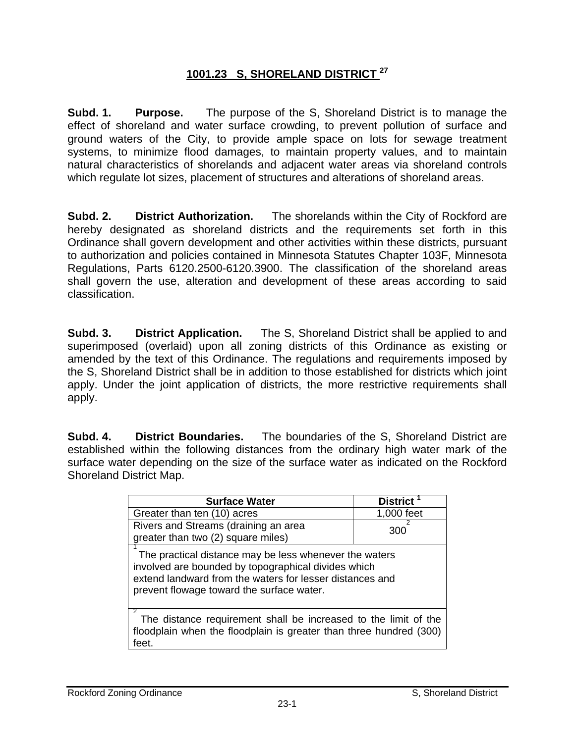# 1001.23 S, SHORELAND DISTRICT [27]

**Subd. 1. Purpose.** The purpose of the S, Shoreland District is to manage the effect of shoreland and water surface crowding, to prevent pollution of surface and ground waters of the City, to provide ample space on lots for sewage treatment systems, to minimize flood damages, to maintain property values, and to maintain natural characteristics of shorelands and adjacent water areas via shoreland controls which regulate lot sizes, placement of structures and alterations of shoreland areas.

**Subd. 2. District Authorization.** The shorelands within the City of Rockford are hereby designated as shoreland districts and the requirements set forth in this Ordinance shall govern development and other activities within these districts, pursuant to authorization and policies contained in Minnesota Statutes Chapter 103F, Minnesota Regulations, Parts 6120.2500-6120.3900. The classification of the shoreland areas shall govern the use, alteration and development of these areas according to said classification.

**Subd. 3. District Application.** The S, Shoreland District shall be applied to and superimposed (overlaid) upon all zoning districts of this Ordinance as existing or amended by the text of this Ordinance. The regulations and requirements imposed by the S, Shoreland District shall be in addition to those established for districts which joint apply. Under the joint application of districts, the more restrictive requirements shall apply.

**Subd. 4. District Boundaries.** The boundaries of the S, Shoreland District are established within the following distances from the ordinary high water mark of the surface water depending on the size of the surface water as indicated on the Rockford Shoreland District Map.

| Surface Water | District [1] |
|---|---|
| Greater than ten (10) acres | 1,000 feet |
| Rivers and Streams (draining an area greater than two (2) square miles) | 300 [2] |
| [1] The practical distance may be less whenever the waters involved are bounded by topographical divides which extend landward from the waters for lesser distances and prevent flowage toward the surface water. | |
| [2] The distance requirement shall be increased to the limit of the floodplain when the floodplain is greater than three hundred (300) feet. | |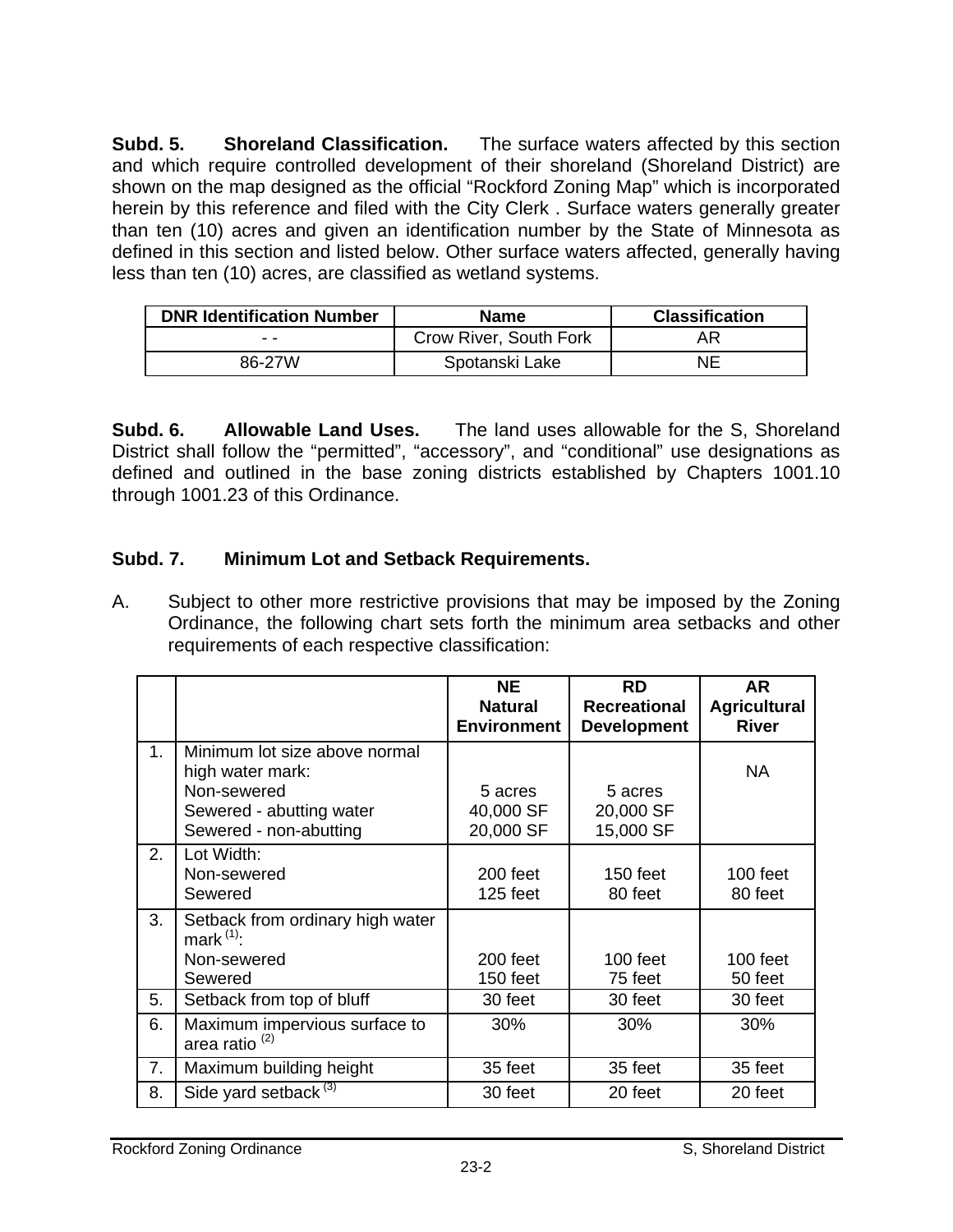**Subd. 5. Shoreland Classification.** The surface waters affected by this section and which require controlled development of their shoreland (Shoreland District) are shown on the map designed as the official "Rockford Zoning Map" which is incorporated herein by this reference and filed with the City Clerk . Surface waters generally greater than ten (10) acres and given an identification number by the State of Minnesota as defined in this section and listed below. Other surface waters affected, generally having less than ten (10) acres, are classified as wetland systems.

| DNR Identification Number | Name | Classification |
|---|---|---|
| - - | Crow River, South Fork | AR |
| 86-27W | Spotanski Lake | NE |

**Subd. 6. Allowable Land Uses.** The land uses allowable for the S, Shoreland District shall follow the "permitted", "accessory", and "conditional" use designations as defined and outlined in the base zoning districts established by Chapters 1001.10 through 1001.23 of this Ordinance.

**Subd. 7. Minimum Lot and Setback Requirements.**

A. Subject to other more restrictive provisions that may be imposed by the Zoning Ordinance, the following chart sets forth the minimum area setbacks and other requirements of each respective classification:

| | | NE Natural Environment | RD Recreational Development | AR Agricultural River |
|---|---|---|---|---|
| 1. | Minimum lot size above normal high water mark:<br>Non-sewered<br>Sewered - abutting water<br>Sewered - non-abutting | <br><br>5 acres<br>40,000 SF<br>20,000 SF | <br><br>5 acres<br>20,000 SF<br>15,000 SF | NA |
| 2. | Lot Width:<br>Non-sewered<br>Sewered | <br>200 feet<br>125 feet | <br>150 feet<br>80 feet | <br>100 feet<br>80 feet |
| 3. | Setback from ordinary high water mark [(1)]:<br>Non-sewered<br>Sewered | <br>200 feet<br>150 feet | <br>100 feet<br>75 feet | <br>100 feet<br>50 feet |
| 5. | Setback from top of bluff | 30 feet | 30 feet | 30 feet |
| 6. | Maximum impervious surface to area ratio [(2)] | 30% | 30% | 30% |
| 7. | Maximum building height | 35 feet | 35 feet | 35 feet |
| 8. | Side yard setback [(3)] | 30 feet | 20 feet | 20 feet |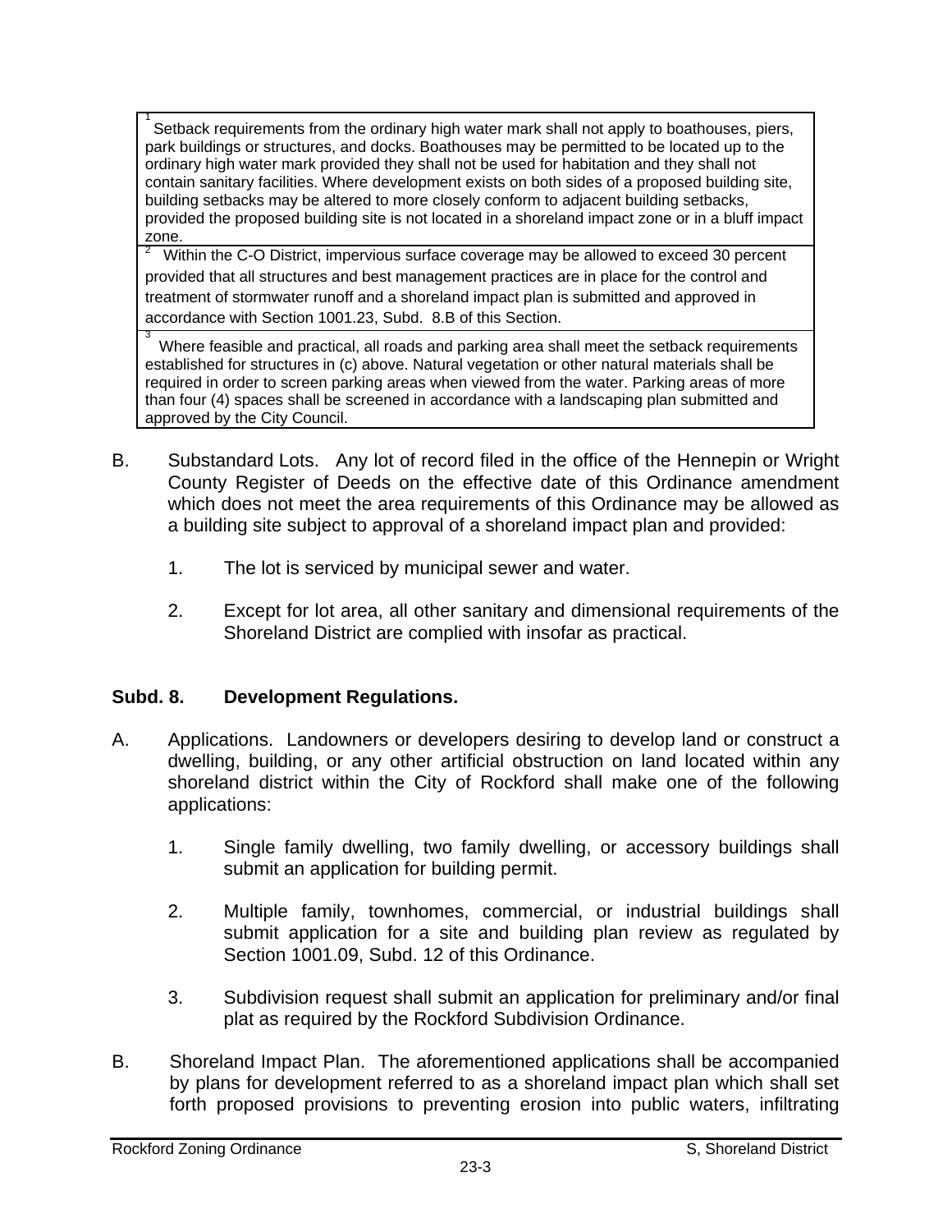| [1] Setback requirements from the ordinary high water mark shall not apply to boathouses, piers, park buildings or structures, and docks. Boathouses may be permitted to be located up to the ordinary high water mark provided they shall not be used for habitation and they shall not contain sanitary facilities. Where development exists on both sides of a proposed building site, building setbacks may be altered to more closely conform to adjacent building setbacks, provided the proposed building site is not located in a shoreland impact zone or in a bluff impact zone. |
| --- |
| [2] Within the C-O District, impervious surface coverage may be allowed to exceed 30 percent provided that all structures and best management practices are in place for the control and treatment of stormwater runoff and a shoreland impact plan is submitted and approved in accordance with Section 1001.23, Subd. 8.B of this Section. |
| [3] Where feasible and practical, all roads and parking area shall meet the setback requirements established for structures in (c) above. Natural vegetation or other natural materials shall be required in order to screen parking areas when viewed from the water. Parking areas of more than four (4) spaces shall be screened in accordance with a landscaping plan submitted and approved by the City Council. |

B. Substandard Lots. Any lot of record filed in the office of the Hennepin or Wright County Register of Deeds on the effective date of this Ordinance amendment which does not meet the area requirements of this Ordinance may be allowed as a building site subject to approval of a shoreland impact plan and provided:

1. The lot is serviced by municipal sewer and water.

2. Except for lot area, all other sanitary and dimensional requirements of the Shoreland District are complied with insofar as practical.

**Subd. 8. Development Regulations.**

A. Applications. Landowners or developers desiring to develop land or construct a dwelling, building, or any other artificial obstruction on land located within any shoreland district within the City of Rockford shall make one of the following applications:

1. Single family dwelling, two family dwelling, or accessory buildings shall submit an application for building permit.

2. Multiple family, townhomes, commercial, or industrial buildings shall submit application for a site and building plan review as regulated by Section 1001.09, Subd. 12 of this Ordinance.

3. Subdivision request shall submit an application for preliminary and/or final plat as required by the Rockford Subdivision Ordinance.

B. Shoreland Impact Plan. The aforementioned applications shall be accompanied by plans for development referred to as a shoreland impact plan which shall set forth proposed provisions to preventing erosion into public waters, infiltrating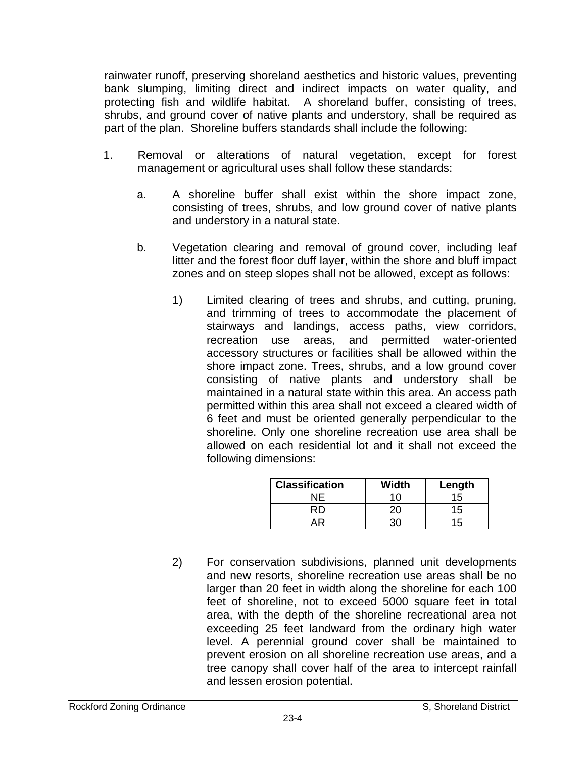rainwater runoff, preserving shoreland aesthetics and historic values, preventing bank slumping, limiting direct and indirect impacts on water quality, and protecting fish and wildlife habitat. A shoreland buffer, consisting of trees, shrubs, and ground cover of native plants and understory, shall be required as part of the plan. Shoreline buffers standards shall include the following:

1. Removal or alterations of natural vegetation, except for forest management or agricultural uses shall follow these standards:

   a. A shoreline buffer shall exist within the shore impact zone, consisting of trees, shrubs, and low ground cover of native plants and understory in a natural state.

   b. Vegetation clearing and removal of ground cover, including leaf litter and the forest floor duff layer, within the shore and bluff impact zones and on steep slopes shall not be allowed, except as follows:

      1) Limited clearing of trees and shrubs, and cutting, pruning, and trimming of trees to accommodate the placement of stairways and landings, access paths, view corridors, recreation use areas, and permitted water-oriented accessory structures or facilities shall be allowed within the shore impact zone. Trees, shrubs, and a low ground cover consisting of native plants and understory shall be maintained in a natural state within this area. An access path permitted within this area shall not exceed a cleared width of 6 feet and must be oriented generally perpendicular to the shoreline. Only one shoreline recreation use area shall be allowed on each residential lot and it shall not exceed the following dimensions:

| Classification | Width | Length |
|---|---|---|
| NE | 10 | 15 |
| RD | 20 | 15 |
| AR | 30 | 15 |

      2) For conservation subdivisions, planned unit developments and new resorts, shoreline recreation use areas shall be no larger than 20 feet in width along the shoreline for each 100 feet of shoreline, not to exceed 5000 square feet in total area, with the depth of the shoreline recreational area not exceeding 25 feet landward from the ordinary high water level. A perennial ground cover shall be maintained to prevent erosion on all shoreline recreation use areas, and a tree canopy shall cover half of the area to intercept rainfall and lessen erosion potential.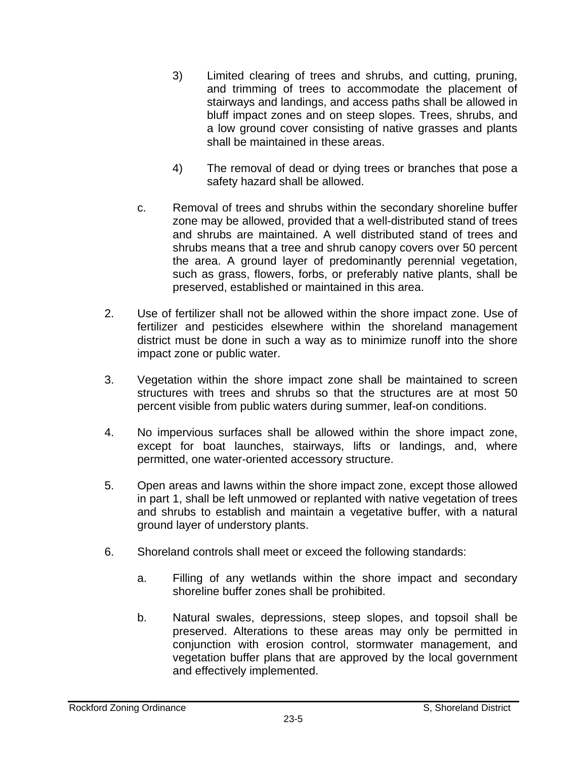3) Limited clearing of trees and shrubs, and cutting, pruning, and trimming of trees to accommodate the placement of stairways and landings, and access paths shall be allowed in bluff impact zones and on steep slopes. Trees, shrubs, and a low ground cover consisting of native grasses and plants shall be maintained in these areas.

4) The removal of dead or dying trees or branches that pose a safety hazard shall be allowed.

c. Removal of trees and shrubs within the secondary shoreline buffer zone may be allowed, provided that a well-distributed stand of trees and shrubs are maintained. A well distributed stand of trees and shrubs means that a tree and shrub canopy covers over 50 percent the area. A ground layer of predominantly perennial vegetation, such as grass, flowers, forbs, or preferably native plants, shall be preserved, established or maintained in this area.

2. Use of fertilizer shall not be allowed within the shore impact zone. Use of fertilizer and pesticides elsewhere within the shoreland management district must be done in such a way as to minimize runoff into the shore impact zone or public water.

3. Vegetation within the shore impact zone shall be maintained to screen structures with trees and shrubs so that the structures are at most 50 percent visible from public waters during summer, leaf-on conditions.

4. No impervious surfaces shall be allowed within the shore impact zone, except for boat launches, stairways, lifts or landings, and, where permitted, one water-oriented accessory structure.

5. Open areas and lawns within the shore impact zone, except those allowed in part 1, shall be left unmowed or replanted with native vegetation of trees and shrubs to establish and maintain a vegetative buffer, with a natural ground layer of understory plants.

6. Shoreland controls shall meet or exceed the following standards:

   a. Filling of any wetlands within the shore impact and secondary shoreline buffer zones shall be prohibited.

   b. Natural swales, depressions, steep slopes, and topsoil shall be preserved. Alterations to these areas may only be permitted in conjunction with erosion control, stormwater management, and vegetation buffer plans that are approved by the local government and effectively implemented.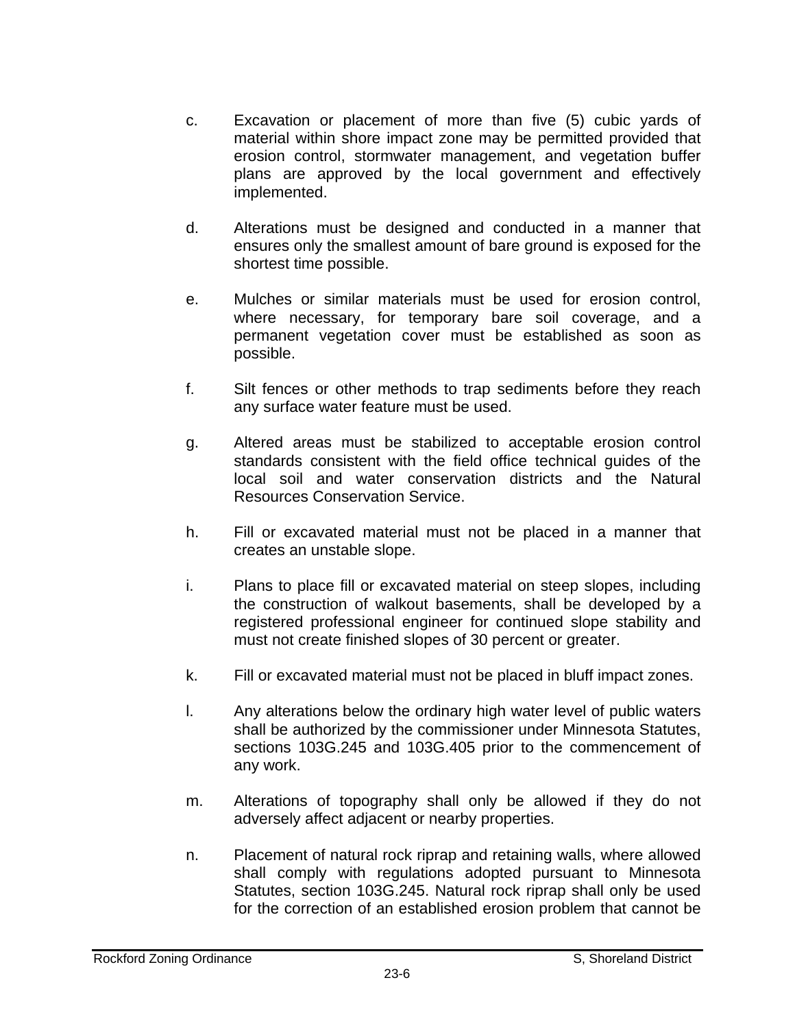c. Excavation or placement of more than five (5) cubic yards of material within shore impact zone may be permitted provided that erosion control, stormwater management, and vegetation buffer plans are approved by the local government and effectively implemented.

d. Alterations must be designed and conducted in a manner that ensures only the smallest amount of bare ground is exposed for the shortest time possible.

e. Mulches or similar materials must be used for erosion control, where necessary, for temporary bare soil coverage, and a permanent vegetation cover must be established as soon as possible.

f. Silt fences or other methods to trap sediments before they reach any surface water feature must be used.

g. Altered areas must be stabilized to acceptable erosion control standards consistent with the field office technical guides of the local soil and water conservation districts and the Natural Resources Conservation Service.

h. Fill or excavated material must not be placed in a manner that creates an unstable slope.

i. Plans to place fill or excavated material on steep slopes, including the construction of walkout basements, shall be developed by a registered professional engineer for continued slope stability and must not create finished slopes of 30 percent or greater.

k. Fill or excavated material must not be placed in bluff impact zones.

l. Any alterations below the ordinary high water level of public waters shall be authorized by the commissioner under Minnesota Statutes, sections 103G.245 and 103G.405 prior to the commencement of any work.

m. Alterations of topography shall only be allowed if they do not adversely affect adjacent or nearby properties.

n. Placement of natural rock riprap and retaining walls, where allowed shall comply with regulations adopted pursuant to Minnesota Statutes, section 103G.245. Natural rock riprap shall only be used for the correction of an established erosion problem that cannot be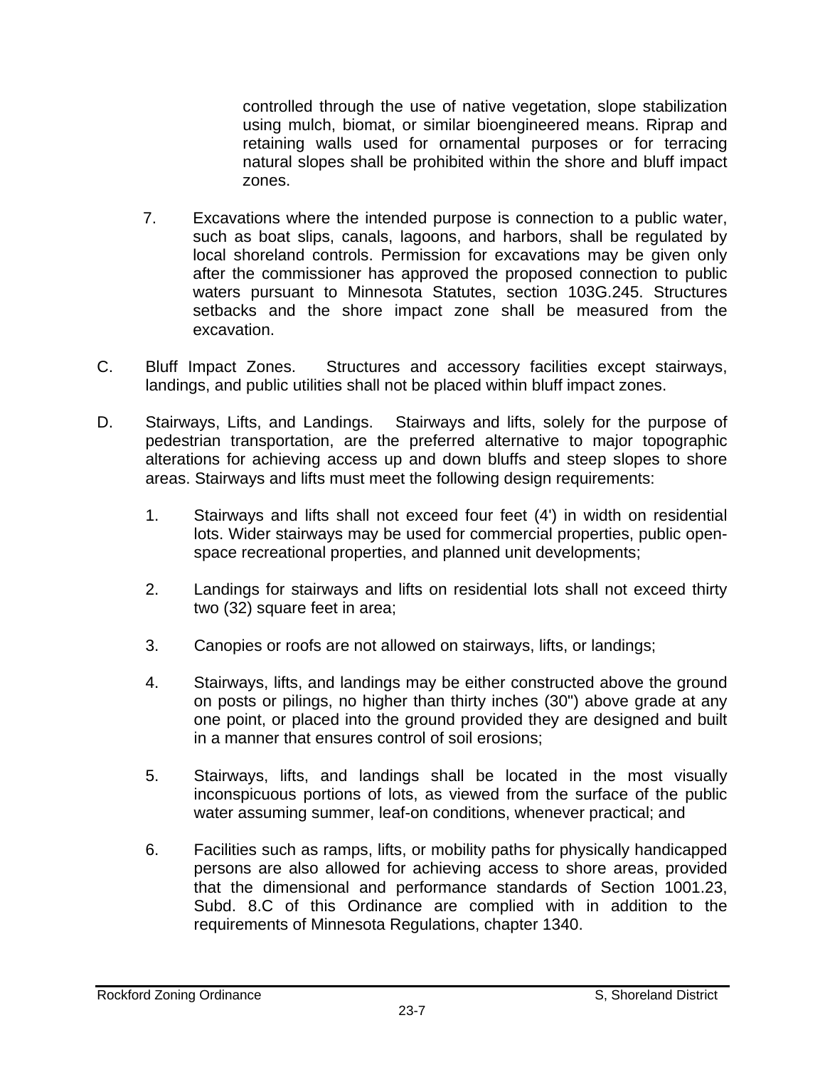controlled through the use of native vegetation, slope stabilization using mulch, biomat, or similar bioengineered means. Riprap and retaining walls used for ornamental purposes or for terracing natural slopes shall be prohibited within the shore and bluff impact zones.

7. Excavations where the intended purpose is connection to a public water, such as boat slips, canals, lagoons, and harbors, shall be regulated by local shoreland controls. Permission for excavations may be given only after the commissioner has approved the proposed connection to public waters pursuant to Minnesota Statutes, section 103G.245. Structures setbacks and the shore impact zone shall be measured from the excavation.

C. Bluff Impact Zones. Structures and accessory facilities except stairways, landings, and public utilities shall not be placed within bluff impact zones.

D. Stairways, Lifts, and Landings. Stairways and lifts, solely for the purpose of pedestrian transportation, are the preferred alternative to major topographic alterations for achieving access up and down bluffs and steep slopes to shore areas. Stairways and lifts must meet the following design requirements:

1. Stairways and lifts shall not exceed four feet (4') in width on residential lots. Wider stairways may be used for commercial properties, public open-space recreational properties, and planned unit developments;

2. Landings for stairways and lifts on residential lots shall not exceed thirty two (32) square feet in area;

3. Canopies or roofs are not allowed on stairways, lifts, or landings;

4. Stairways, lifts, and landings may be either constructed above the ground on posts or pilings, no higher than thirty inches (30") above grade at any one point, or placed into the ground provided they are designed and built in a manner that ensures control of soil erosions;

5. Stairways, lifts, and landings shall be located in the most visually inconspicuous portions of lots, as viewed from the surface of the public water assuming summer, leaf-on conditions, whenever practical; and

6. Facilities such as ramps, lifts, or mobility paths for physically handicapped persons are also allowed for achieving access to shore areas, provided that the dimensional and performance standards of Section 1001.23, Subd. 8.C of this Ordinance are complied with in addition to the requirements of Minnesota Regulations, chapter 1340.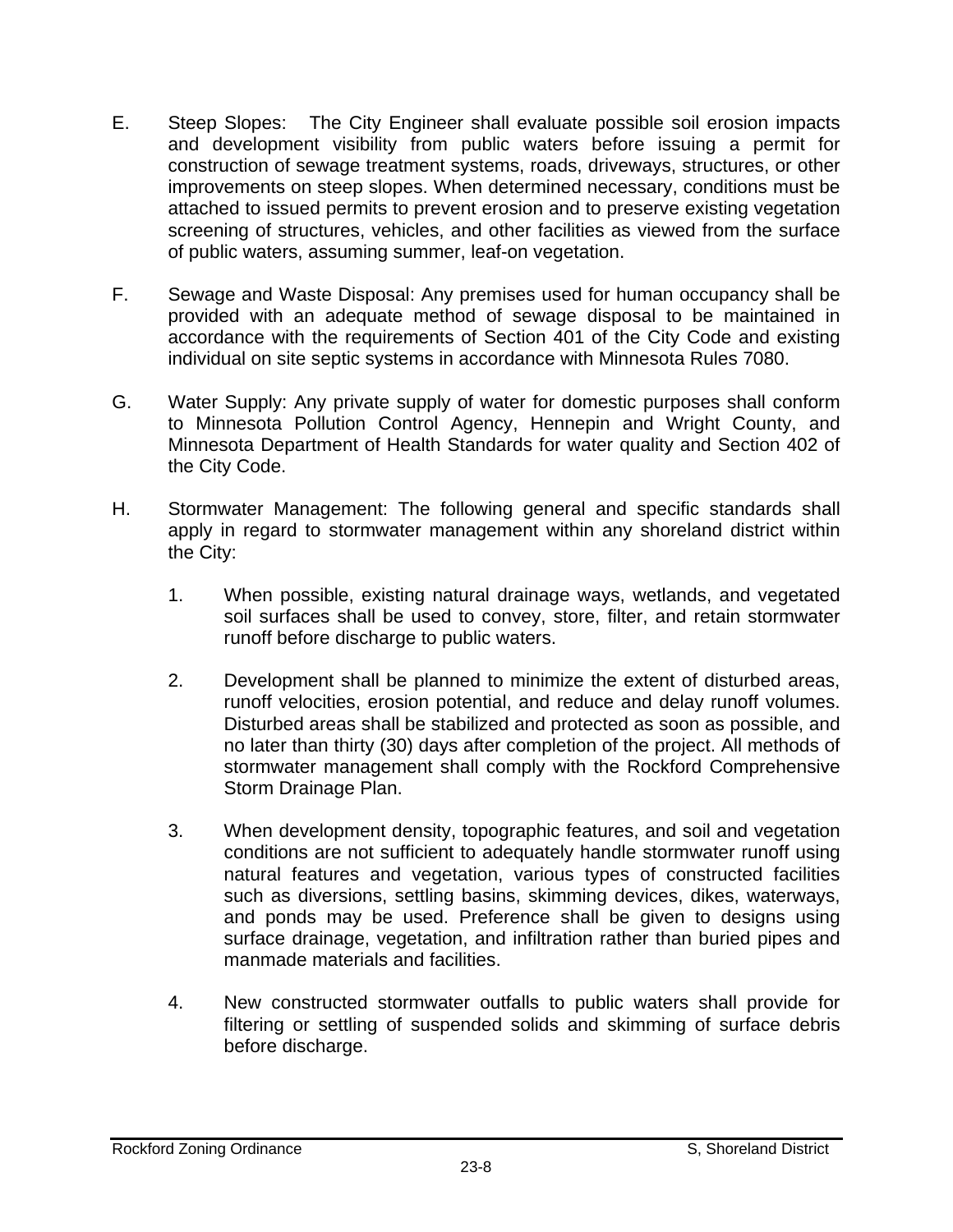E. Steep Slopes: The City Engineer shall evaluate possible soil erosion impacts and development visibility from public waters before issuing a permit for construction of sewage treatment systems, roads, driveways, structures, or other improvements on steep slopes. When determined necessary, conditions must be attached to issued permits to prevent erosion and to preserve existing vegetation screening of structures, vehicles, and other facilities as viewed from the surface of public waters, assuming summer, leaf-on vegetation.

F. Sewage and Waste Disposal: Any premises used for human occupancy shall be provided with an adequate method of sewage disposal to be maintained in accordance with the requirements of Section 401 of the City Code and existing individual on site septic systems in accordance with Minnesota Rules 7080.

G. Water Supply: Any private supply of water for domestic purposes shall conform to Minnesota Pollution Control Agency, Hennepin and Wright County, and Minnesota Department of Health Standards for water quality and Section 402 of the City Code.

H. Stormwater Management: The following general and specific standards shall apply in regard to stormwater management within any shoreland district within the City:

1. When possible, existing natural drainage ways, wetlands, and vegetated soil surfaces shall be used to convey, store, filter, and retain stormwater runoff before discharge to public waters.

2. Development shall be planned to minimize the extent of disturbed areas, runoff velocities, erosion potential, and reduce and delay runoff volumes. Disturbed areas shall be stabilized and protected as soon as possible, and no later than thirty (30) days after completion of the project. All methods of stormwater management shall comply with the Rockford Comprehensive Storm Drainage Plan.

3. When development density, topographic features, and soil and vegetation conditions are not sufficient to adequately handle stormwater runoff using natural features and vegetation, various types of constructed facilities such as diversions, settling basins, skimming devices, dikes, waterways, and ponds may be used. Preference shall be given to designs using surface drainage, vegetation, and infiltration rather than buried pipes and manmade materials and facilities.

4. New constructed stormwater outfalls to public waters shall provide for filtering or settling of suspended solids and skimming of surface debris before discharge.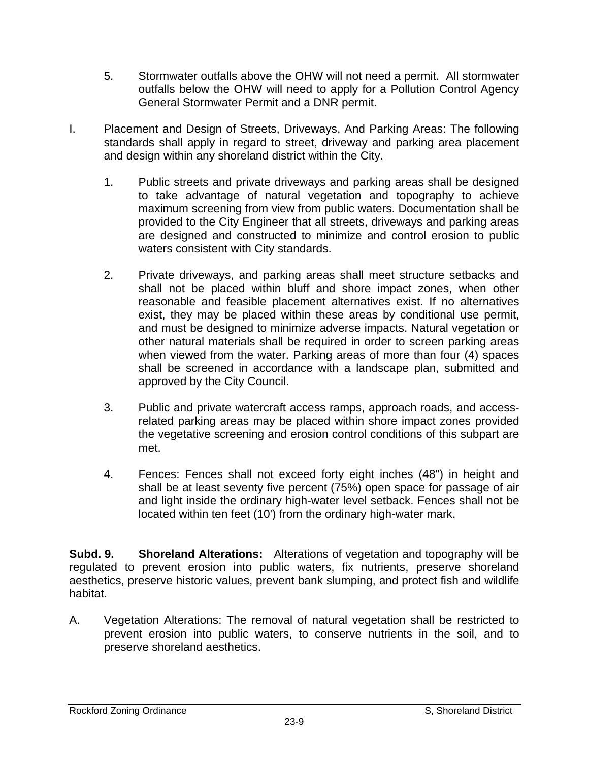5. Stormwater outfalls above the OHW will not need a permit. All stormwater outfalls below the OHW will need to apply for a Pollution Control Agency General Stormwater Permit and a DNR permit.

I. Placement and Design of Streets, Driveways, And Parking Areas: The following standards shall apply in regard to street, driveway and parking area placement and design within any shoreland district within the City.

1. Public streets and private driveways and parking areas shall be designed to take advantage of natural vegetation and topography to achieve maximum screening from view from public waters. Documentation shall be provided to the City Engineer that all streets, driveways and parking areas are designed and constructed to minimize and control erosion to public waters consistent with City standards.

2. Private driveways, and parking areas shall meet structure setbacks and shall not be placed within bluff and shore impact zones, when other reasonable and feasible placement alternatives exist. If no alternatives exist, they may be placed within these areas by conditional use permit, and must be designed to minimize adverse impacts. Natural vegetation or other natural materials shall be required in order to screen parking areas when viewed from the water. Parking areas of more than four (4) spaces shall be screened in accordance with a landscape plan, submitted and approved by the City Council.

3. Public and private watercraft access ramps, approach roads, and access-related parking areas may be placed within shore impact zones provided the vegetative screening and erosion control conditions of this subpart are met.

4. Fences: Fences shall not exceed forty eight inches (48") in height and shall be at least seventy five percent (75%) open space for passage of air and light inside the ordinary high-water level setback. Fences shall not be located within ten feet (10') from the ordinary high-water mark.

**Subd. 9. Shoreland Alterations:** Alterations of vegetation and topography will be regulated to prevent erosion into public waters, fix nutrients, preserve shoreland aesthetics, preserve historic values, prevent bank slumping, and protect fish and wildlife habitat.

A. Vegetation Alterations: The removal of natural vegetation shall be restricted to prevent erosion into public waters, to conserve nutrients in the soil, and to preserve shoreland aesthetics.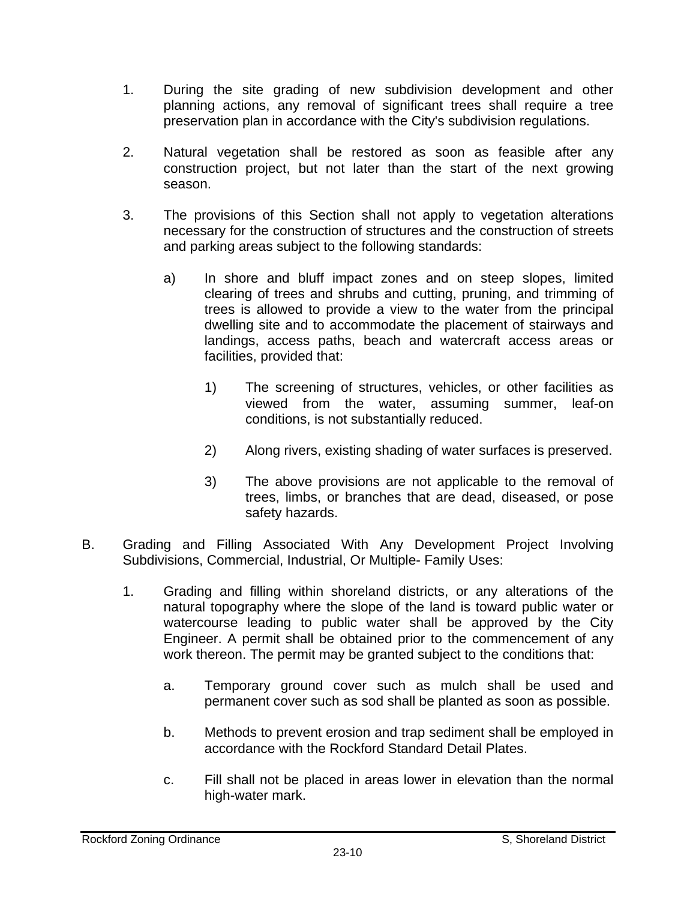1. During the site grading of new subdivision development and other planning actions, any removal of significant trees shall require a tree preservation plan in accordance with the City's subdivision regulations.

2. Natural vegetation shall be restored as soon as feasible after any construction project, but not later than the start of the next growing season.

3. The provisions of this Section shall not apply to vegetation alterations necessary for the construction of structures and the construction of streets and parking areas subject to the following standards:

   a) In shore and bluff impact zones and on steep slopes, limited clearing of trees and shrubs and cutting, pruning, and trimming of trees is allowed to provide a view to the water from the principal dwelling site and to accommodate the placement of stairways and landings, access paths, beach and watercraft access areas or facilities, provided that:

      1) The screening of structures, vehicles, or other facilities as viewed from the water, assuming summer, leaf-on conditions, is not substantially reduced.

      2) Along rivers, existing shading of water surfaces is preserved.

      3) The above provisions are not applicable to the removal of trees, limbs, or branches that are dead, diseased, or pose safety hazards.

B. Grading and Filling Associated With Any Development Project Involving Subdivisions, Commercial, Industrial, Or Multiple- Family Uses:

   1. Grading and filling within shoreland districts, or any alterations of the natural topography where the slope of the land is toward public water or watercourse leading to public water shall be approved by the City Engineer. A permit shall be obtained prior to the commencement of any work thereon. The permit may be granted subject to the conditions that:

      a. Temporary ground cover such as mulch shall be used and permanent cover such as sod shall be planted as soon as possible.

      b. Methods to prevent erosion and trap sediment shall be employed in accordance with the Rockford Standard Detail Plates.

      c. Fill shall not be placed in areas lower in elevation than the normal high-water mark.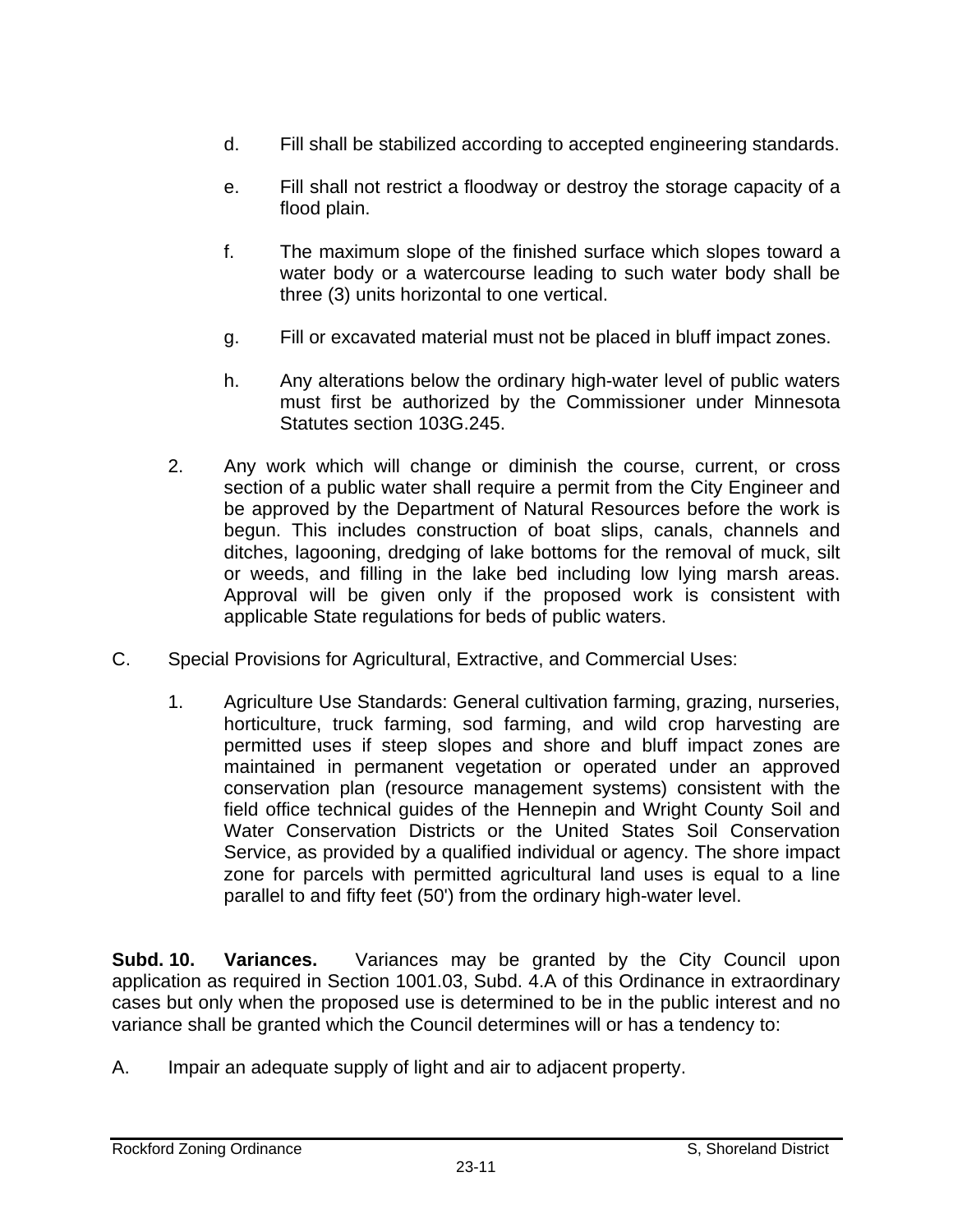d. Fill shall be stabilized according to accepted engineering standards.

e. Fill shall not restrict a floodway or destroy the storage capacity of a flood plain.

f. The maximum slope of the finished surface which slopes toward a water body or a watercourse leading to such water body shall be three (3) units horizontal to one vertical.

g. Fill or excavated material must not be placed in bluff impact zones.

h. Any alterations below the ordinary high-water level of public waters must first be authorized by the Commissioner under Minnesota Statutes section 103G.245.

2. Any work which will change or diminish the course, current, or cross section of a public water shall require a permit from the City Engineer and be approved by the Department of Natural Resources before the work is begun. This includes construction of boat slips, canals, channels and ditches, lagooning, dredging of lake bottoms for the removal of muck, silt or weeds, and filling in the lake bed including low lying marsh areas. Approval will be given only if the proposed work is consistent with applicable State regulations for beds of public waters.

C. Special Provisions for Agricultural, Extractive, and Commercial Uses:

1. Agriculture Use Standards: General cultivation farming, grazing, nurseries, horticulture, truck farming, sod farming, and wild crop harvesting are permitted uses if steep slopes and shore and bluff impact zones are maintained in permanent vegetation or operated under an approved conservation plan (resource management systems) consistent with the field office technical guides of the Hennepin and Wright County Soil and Water Conservation Districts or the United States Soil Conservation Service, as provided by a qualified individual or agency. The shore impact zone for parcels with permitted agricultural land uses is equal to a line parallel to and fifty feet (50') from the ordinary high-water level.

**Subd. 10. Variances.** Variances may be granted by the City Council upon application as required in Section 1001.03, Subd. 4.A of this Ordinance in extraordinary cases but only when the proposed use is determined to be in the public interest and no variance shall be granted which the Council determines will or has a tendency to:

A. Impair an adequate supply of light and air to adjacent property.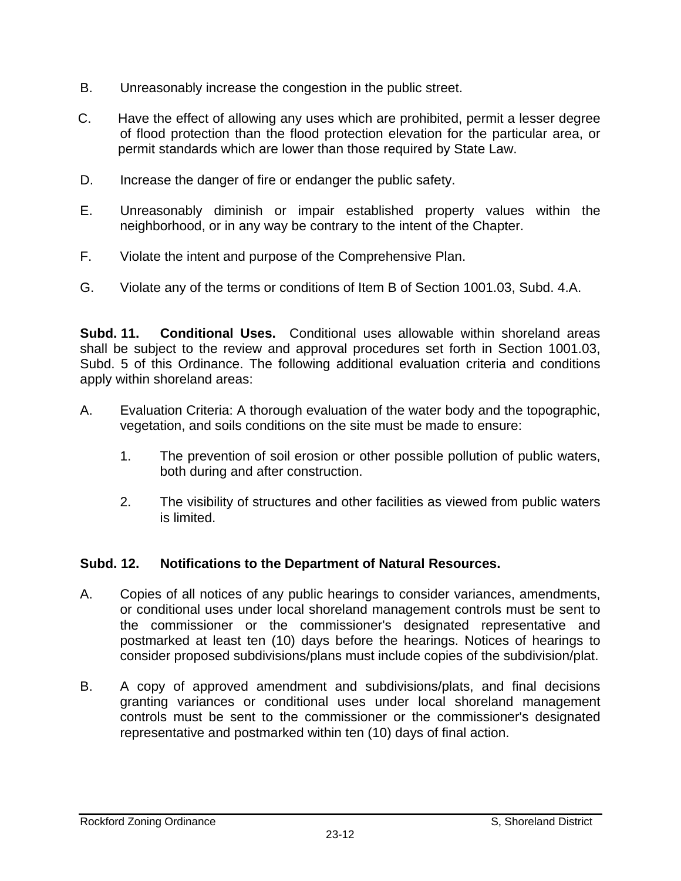B. Unreasonably increase the congestion in the public street.

C. Have the effect of allowing any uses which are prohibited, permit a lesser degree of flood protection than the flood protection elevation for the particular area, or permit standards which are lower than those required by State Law.

D. Increase the danger of fire or endanger the public safety.

E. Unreasonably diminish or impair established property values within the neighborhood, or in any way be contrary to the intent of the Chapter.

F. Violate the intent and purpose of the Comprehensive Plan.

G. Violate any of the terms or conditions of Item B of Section 1001.03, Subd. 4.A.

**Subd. 11. Conditional Uses.** Conditional uses allowable within shoreland areas shall be subject to the review and approval procedures set forth in Section 1001.03, Subd. 5 of this Ordinance. The following additional evaluation criteria and conditions apply within shoreland areas:

A. Evaluation Criteria: A thorough evaluation of the water body and the topographic, vegetation, and soils conditions on the site must be made to ensure:

   1. The prevention of soil erosion or other possible pollution of public waters, both during and after construction.

   2. The visibility of structures and other facilities as viewed from public waters is limited.

**Subd. 12. Notifications to the Department of Natural Resources.**

A. Copies of all notices of any public hearings to consider variances, amendments, or conditional uses under local shoreland management controls must be sent to the commissioner or the commissioner's designated representative and postmarked at least ten (10) days before the hearings. Notices of hearings to consider proposed subdivisions/plans must include copies of the subdivision/plat.

B. A copy of approved amendment and subdivisions/plats, and final decisions granting variances or conditional uses under local shoreland management controls must be sent to the commissioner or the commissioner's designated representative and postmarked within ten (10) days of final action.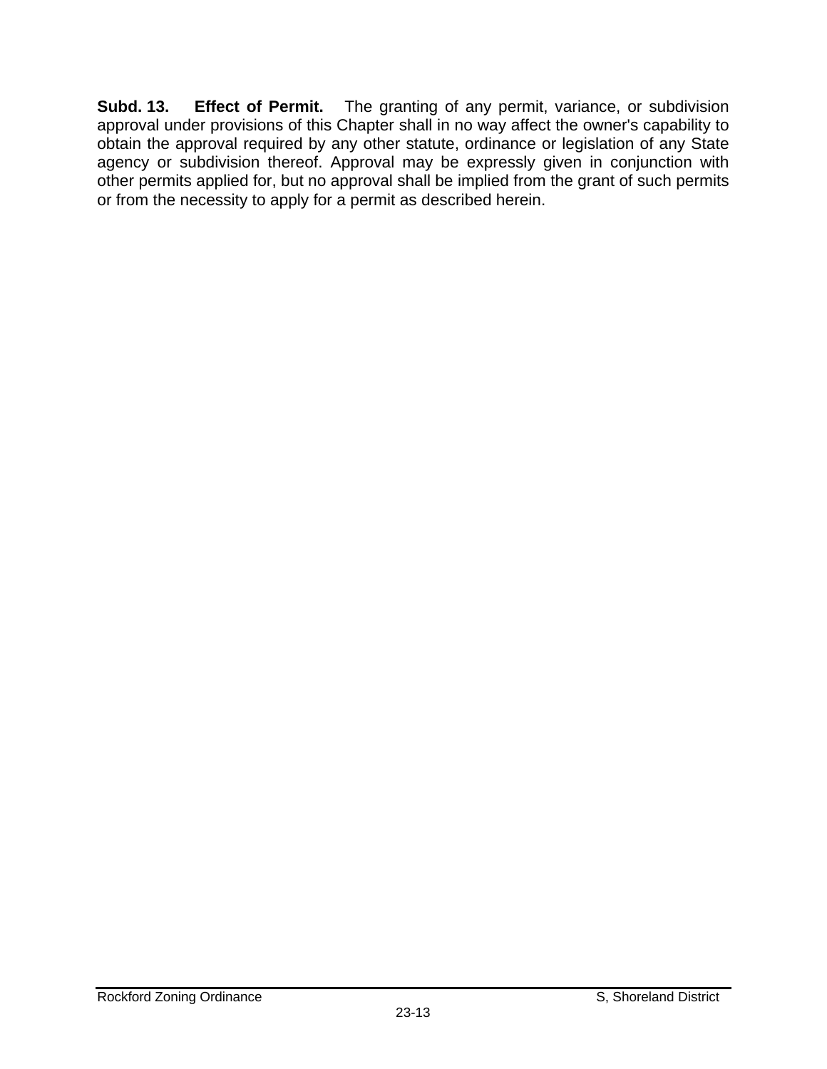**Subd. 13. Effect of Permit.** The granting of any permit, variance, or subdivision approval under provisions of this Chapter shall in no way affect the owner's capability to obtain the approval required by any other statute, ordinance or legislation of any State agency or subdivision thereof. Approval may be expressly given in conjunction with other permits applied for, but no approval shall be implied from the grant of such permits or from the necessity to apply for a permit as described herein.